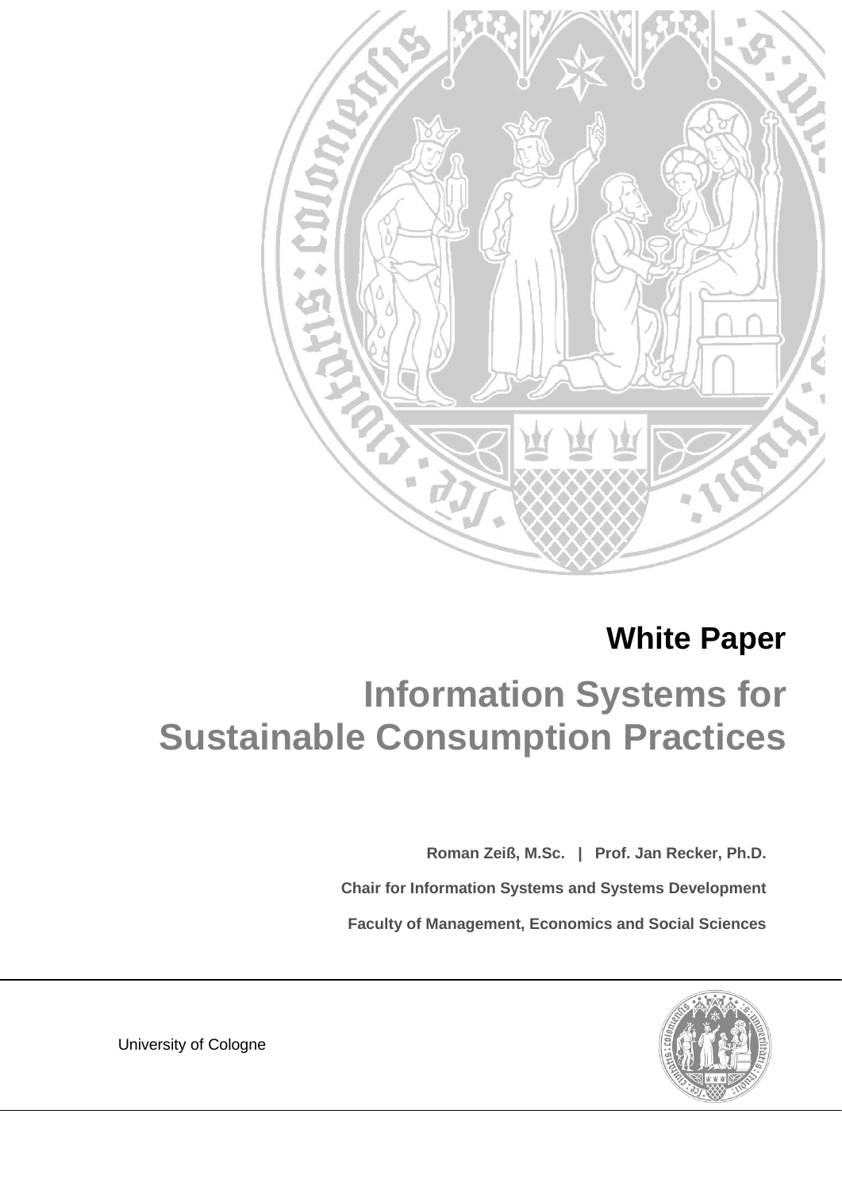**White Paper**

# Information Systems for Sustainable Consumption Practices

**Roman Zeiß, M.Sc. | Prof. Jan Recker, Ph.D.**

**Chair for Information Systems and Systems Development**

**Faculty of Management, Economics and Social Sciences**

University of Cologne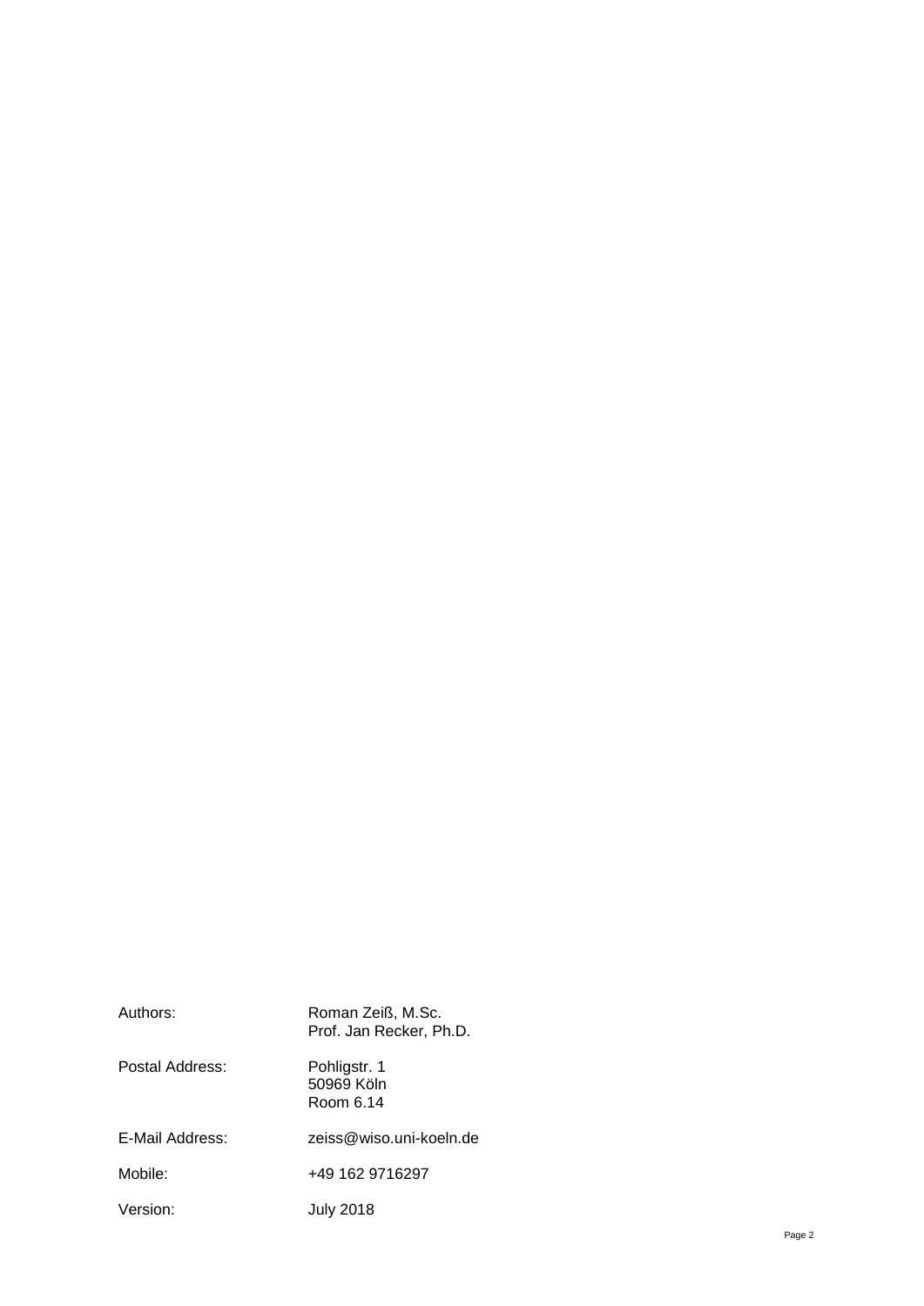| | |
|---|---|
| Authors: | Roman Zeiß, M.Sc.<br>Prof. Jan Recker, Ph.D. |
| Postal Address: | Pohligstr. 1<br>50969 Köln<br>Room 6.14 |
| E-Mail Address: | zeiss@wiso.uni-koeln.de |
| Mobile: | +49 162 9716297 |
| Version: | July 2018 |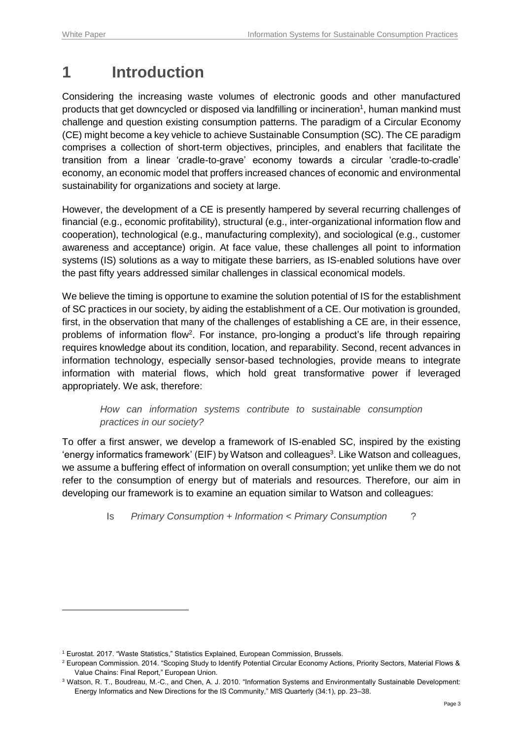# 1 Introduction

Considering the increasing waste volumes of electronic goods and other manufactured products that get downcycled or disposed via landfilling or incineration[1], human mankind must challenge and question existing consumption patterns. The paradigm of a Circular Economy (CE) might become a key vehicle to achieve Sustainable Consumption (SC). The CE paradigm comprises a collection of short-term objectives, principles, and enablers that facilitate the transition from a linear 'cradle-to-grave' economy towards a circular 'cradle-to-cradle' economy, an economic model that proffers increased chances of economic and environmental sustainability for organizations and society at large.

However, the development of a CE is presently hampered by several recurring challenges of financial (e.g., economic profitability), structural (e.g., inter-organizational information flow and cooperation), technological (e.g., manufacturing complexity), and sociological (e.g., customer awareness and acceptance) origin. At face value, these challenges all point to information systems (IS) solutions as a way to mitigate these barriers, as IS-enabled solutions have over the past fifty years addressed similar challenges in classical economical models.

We believe the timing is opportune to examine the solution potential of IS for the establishment of SC practices in our society, by aiding the establishment of a CE. Our motivation is grounded, first, in the observation that many of the challenges of establishing a CE are, in their essence, problems of information flow[2]. For instance, pro-longing a product's life through repairing requires knowledge about its condition, location, and reparability. Second, recent advances in information technology, especially sensor-based technologies, provide means to integrate information with material flows, which hold great transformative power if leveraged appropriately. We ask, therefore:

> *How can information systems contribute to sustainable consumption practices in our society?*

To offer a first answer, we develop a framework of IS-enabled SC, inspired by the existing 'energy informatics framework' (EIF) by Watson and colleagues[3]. Like Watson and colleagues, we assume a buffering effect of information on overall consumption; yet unlike them we do not refer to the consumption of energy but of materials and resources. Therefore, our aim in developing our framework is to examine an equation similar to Watson and colleagues:

Is *Primary Consumption + Information < Primary Consumption* ?

---

[1] Eurostat. 2017. "Waste Statistics," Statistics Explained, European Commission, Brussels.

[2] European Commission. 2014. "Scoping Study to Identify Potential Circular Economy Actions, Priority Sectors, Material Flows & Value Chains: Final Report," European Union.

[3] Watson, R. T., Boudreau, M.-C., and Chen, A. J. 2010. "Information Systems and Environmentally Sustainable Development: Energy Informatics and New Directions for the IS Community," MIS Quarterly (34:1), pp. 23–38.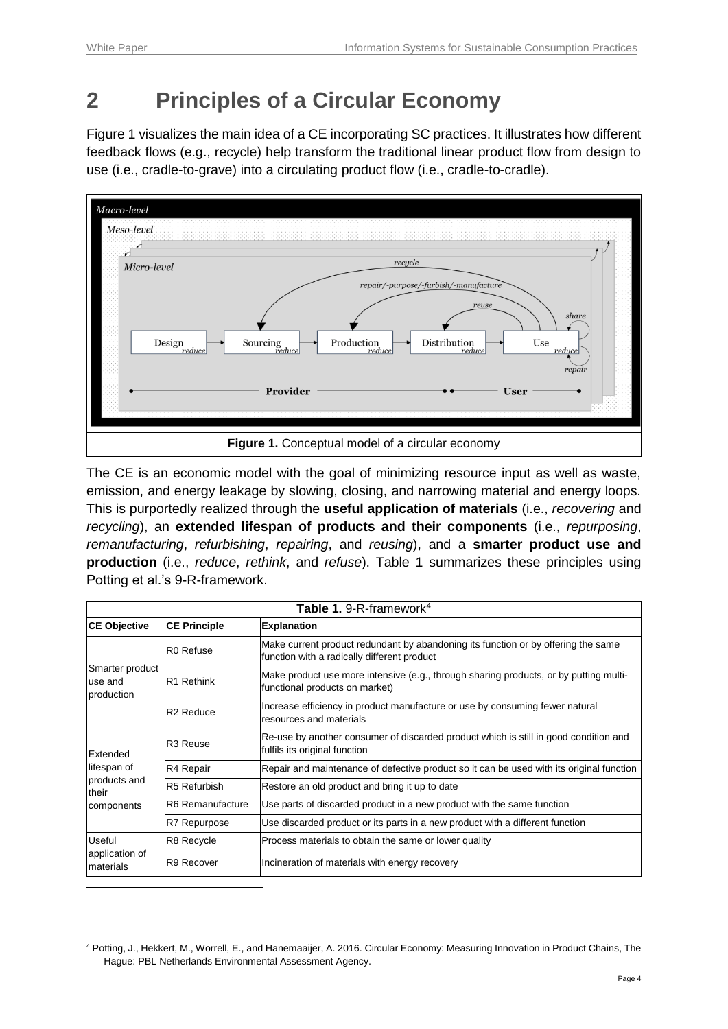# 2 Principles of a Circular Economy

Figure 1 visualizes the main idea of a CE incorporating SC practices. It illustrates how different feedback flows (e.g., recycle) help transform the traditional linear product flow from design to use (i.e., cradle-to-grave) into a circulating product flow (i.e., cradle-to-cradle).

**Figure 1.** Conceptual model of a circular economy

The CE is an economic model with the goal of minimizing resource input as well as waste, emission, and energy leakage by slowing, closing, and narrowing material and energy loops. This is purportedly realized through the **useful application of materials** (i.e., *recovering* and *recycling*), an **extended lifespan of products and their components** (i.e., *repurposing*, *remanufacturing*, *refurbishing*, *repairing*, and *reusing*), and a **smarter product use and production** (i.e., *reduce*, *rethink*, and *refuse*). Table 1 summarizes these principles using Potting et al.'s 9-R-framework.

**Table 1.** 9-R-framework[4]

| CE Objective | CE Principle | Explanation |
|---|---|---|
| Smarter product use and production | R0 Refuse | Make current product redundant by abandoning its function or by offering the same function with a radically different product |
| | R1 Rethink | Make product use more intensive (e.g., through sharing products, or by putting multi-functional products on market) |
| | R2 Reduce | Increase efficiency in product manufacture or use by consuming fewer natural resources and materials |
| Extended lifespan of products and their components | R3 Reuse | Re-use by another consumer of discarded product which is still in good condition and fulfils its original function |
| | R4 Repair | Repair and maintenance of defective product so it can be used with its original function |
| | R5 Refurbish | Restore an old product and bring it up to date |
| | R6 Remanufacture | Use parts of discarded product in a new product with the same function |
| | R7 Repurpose | Use discarded product or its parts in a new product with a different function |
| Useful application of materials | R8 Recycle | Process materials to obtain the same or lower quality |
| | R9 Recover | Incineration of materials with energy recovery |

[4] Potting, J., Hekkert, M., Worrell, E., and Hanemaaijer, A. 2016. Circular Economy: Measuring Innovation in Product Chains, The Hague: PBL Netherlands Environmental Assessment Agency.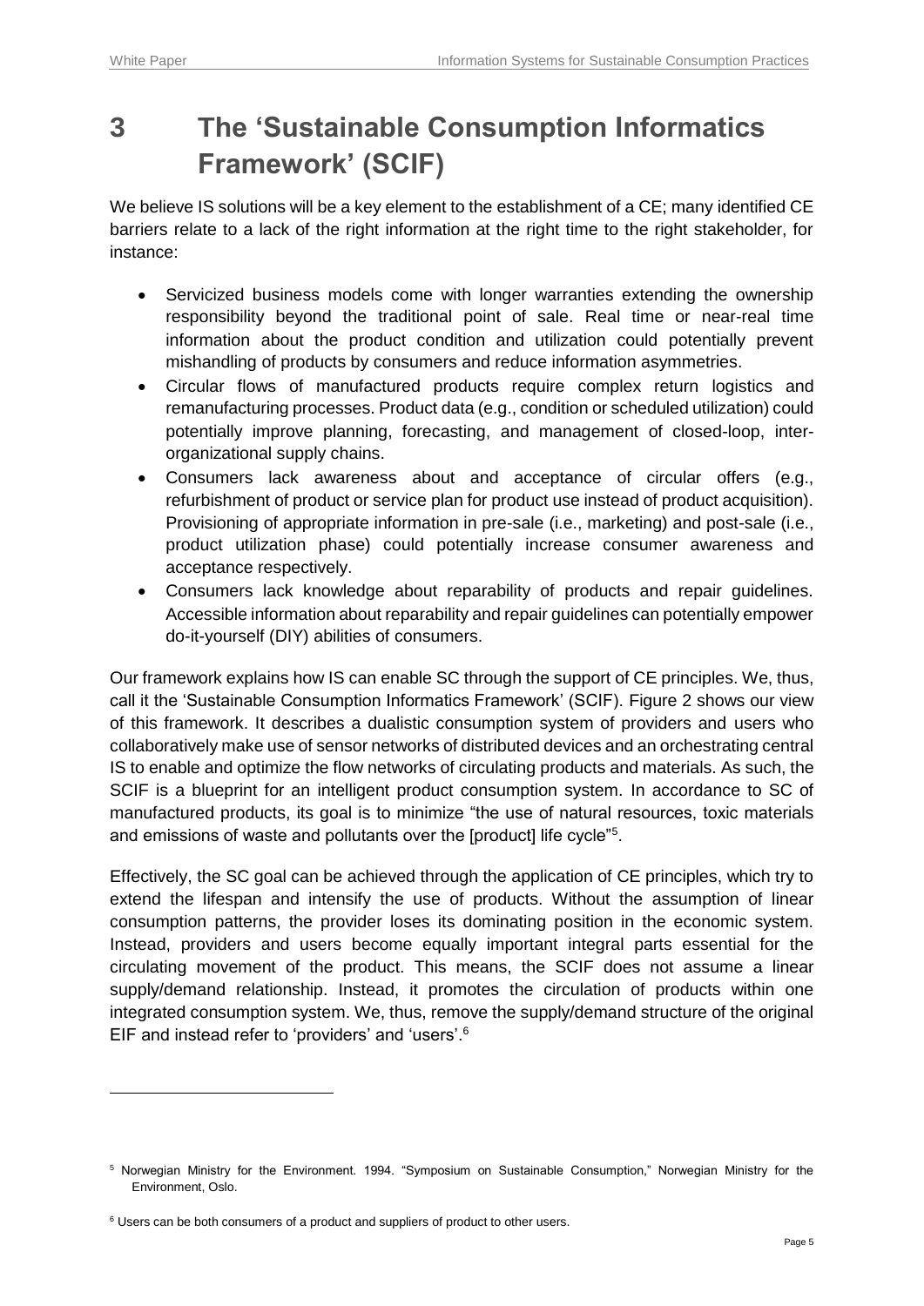# 3 The 'Sustainable Consumption Informatics Framework' (SCIF)

We believe IS solutions will be a key element to the establishment of a CE; many identified CE barriers relate to a lack of the right information at the right time to the right stakeholder, for instance:

- Servicized business models come with longer warranties extending the ownership responsibility beyond the traditional point of sale. Real time or near-real time information about the product condition and utilization could potentially prevent mishandling of products by consumers and reduce information asymmetries.
- Circular flows of manufactured products require complex return logistics and remanufacturing processes. Product data (e.g., condition or scheduled utilization) could potentially improve planning, forecasting, and management of closed-loop, inter-organizational supply chains.
- Consumers lack awareness about and acceptance of circular offers (e.g., refurbishment of product or service plan for product use instead of product acquisition). Provisioning of appropriate information in pre-sale (i.e., marketing) and post-sale (i.e., product utilization phase) could potentially increase consumer awareness and acceptance respectively.
- Consumers lack knowledge about reparability of products and repair guidelines. Accessible information about reparability and repair guidelines can potentially empower do-it-yourself (DIY) abilities of consumers.

Our framework explains how IS can enable SC through the support of CE principles. We, thus, call it the 'Sustainable Consumption Informatics Framework' (SCIF). Figure 2 shows our view of this framework. It describes a dualistic consumption system of providers and users who collaboratively make use of sensor networks of distributed devices and an orchestrating central IS to enable and optimize the flow networks of circulating products and materials. As such, the SCIF is a blueprint for an intelligent product consumption system. In accordance to SC of manufactured products, its goal is to minimize "the use of natural resources, toxic materials and emissions of waste and pollutants over the [product] life cycle"[5].

Effectively, the SC goal can be achieved through the application of CE principles, which try to extend the lifespan and intensify the use of products. Without the assumption of linear consumption patterns, the provider loses its dominating position in the economic system. Instead, providers and users become equally important integral parts essential for the circulating movement of the product. This means, the SCIF does not assume a linear supply/demand relationship. Instead, it promotes the circulation of products within one integrated consumption system. We, thus, remove the supply/demand structure of the original EIF and instead refer to 'providers' and 'users'.[6]

---

[5] Norwegian Ministry for the Environment. 1994. "Symposium on Sustainable Consumption," Norwegian Ministry for the Environment, Oslo.

[6] Users can be both consumers of a product and suppliers of product to other users.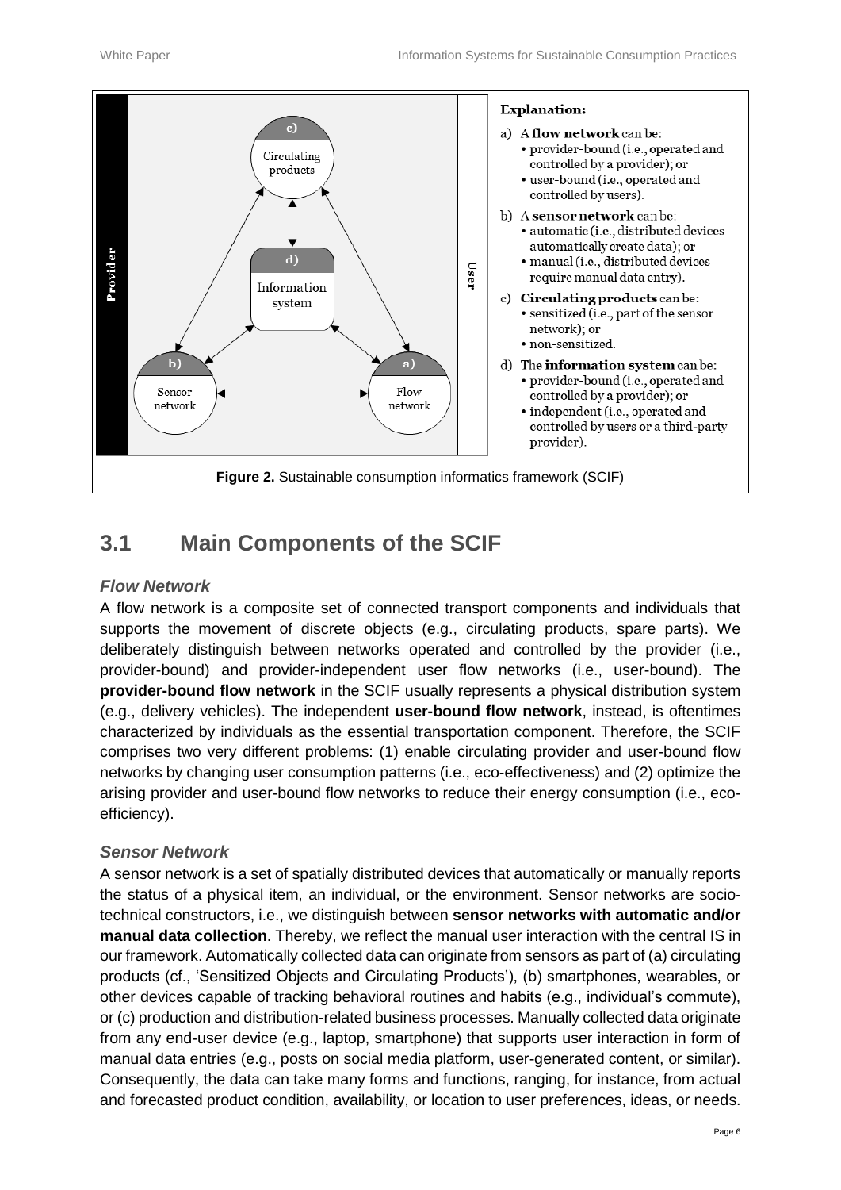**Explanation:**

a) A **flow network** can be:
  - provider-bound (i.e., operated and controlled by a provider); or
  - user-bound (i.e., operated and controlled by users).

b) A **sensor network** can be:
  - automatic (i.e., distributed devices automatically create data); or
  - manual (i.e., distributed devices require manual data entry).

c) **Circulating products** can be:
  - sensitized (i.e., part of the sensor network); or
  - non-sensitized.

d) The **information system** can be:
  - provider-bound (i.e., operated and controlled by a provider); or
  - independent (i.e., operated and controlled by users or a third-party provider).

**Figure 2.** Sustainable consumption informatics framework (SCIF)

## 3.1 Main Components of the SCIF

### *Flow Network*

A flow network is a composite set of connected transport components and individuals that supports the movement of discrete objects (e.g., circulating products, spare parts). We deliberately distinguish between networks operated and controlled by the provider (i.e., provider-bound) and provider-independent user flow networks (i.e., user-bound). The **provider-bound flow network** in the SCIF usually represents a physical distribution system (e.g., delivery vehicles). The independent **user-bound flow network**, instead, is oftentimes characterized by individuals as the essential transportation component. Therefore, the SCIF comprises two very different problems: (1) enable circulating provider and user-bound flow networks by changing user consumption patterns (i.e., eco-effectiveness) and (2) optimize the arising provider and user-bound flow networks to reduce their energy consumption (i.e., eco-efficiency).

### *Sensor Network*

A sensor network is a set of spatially distributed devices that automatically or manually reports the status of a physical item, an individual, or the environment. Sensor networks are socio-technical constructors, i.e., we distinguish between **sensor networks with automatic and/or manual data collection**. Thereby, we reflect the manual user interaction with the central IS in our framework. Automatically collected data can originate from sensors as part of (a) circulating products (cf., 'Sensitized Objects and Circulating Products'), (b) smartphones, wearables, or other devices capable of tracking behavioral routines and habits (e.g., individual's commute), or (c) production and distribution-related business processes. Manually collected data originate from any end-user device (e.g., laptop, smartphone) that supports user interaction in form of manual data entries (e.g., posts on social media platform, user-generated content, or similar). Consequently, the data can take many forms and functions, ranging, for instance, from actual and forecasted product condition, availability, or location to user preferences, ideas, or needs.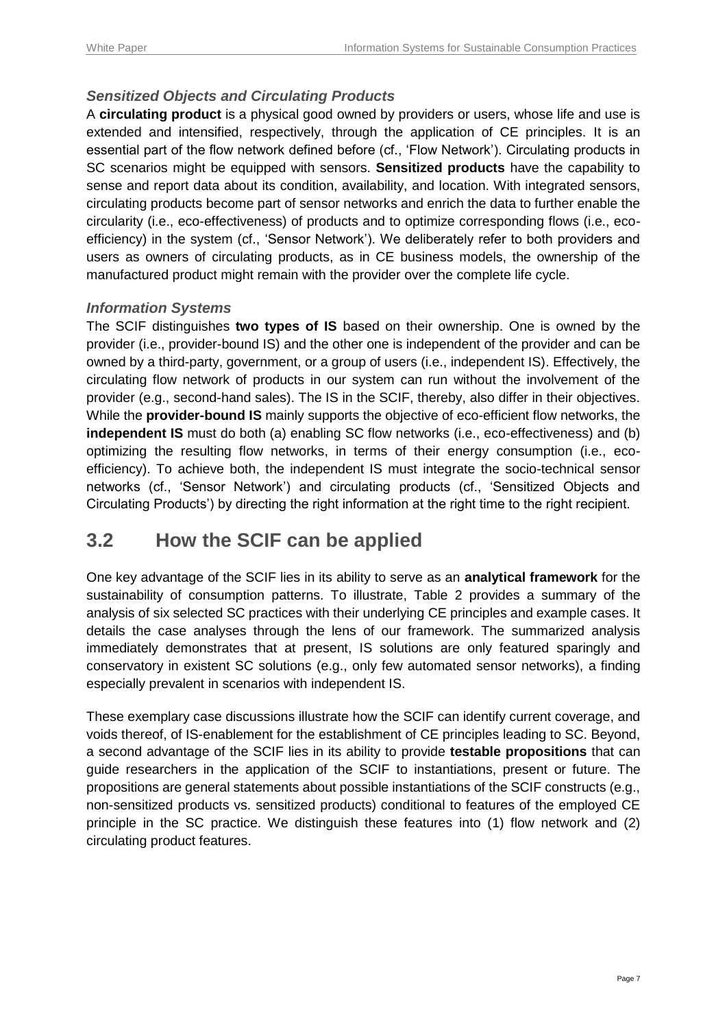### *Sensitized Objects and Circulating Products*

A **circulating product** is a physical good owned by providers or users, whose life and use is extended and intensified, respectively, through the application of CE principles. It is an essential part of the flow network defined before (cf., 'Flow Network'). Circulating products in SC scenarios might be equipped with sensors. **Sensitized products** have the capability to sense and report data about its condition, availability, and location. With integrated sensors, circulating products become part of sensor networks and enrich the data to further enable the circularity (i.e., eco-effectiveness) of products and to optimize corresponding flows (i.e., eco-efficiency) in the system (cf., 'Sensor Network'). We deliberately refer to both providers and users as owners of circulating products, as in CE business models, the ownership of the manufactured product might remain with the provider over the complete life cycle.

### *Information Systems*

The SCIF distinguishes **two types of IS** based on their ownership. One is owned by the provider (i.e., provider-bound IS) and the other one is independent of the provider and can be owned by a third-party, government, or a group of users (i.e., independent IS). Effectively, the circulating flow network of products in our system can run without the involvement of the provider (e.g., second-hand sales). The IS in the SCIF, thereby, also differ in their objectives. While the **provider-bound IS** mainly supports the objective of eco-efficient flow networks, the **independent IS** must do both (a) enabling SC flow networks (i.e., eco-effectiveness) and (b) optimizing the resulting flow networks, in terms of their energy consumption (i.e., eco-efficiency). To achieve both, the independent IS must integrate the socio-technical sensor networks (cf., 'Sensor Network') and circulating products (cf., 'Sensitized Objects and Circulating Products') by directing the right information at the right time to the right recipient.

## 3.2 How the SCIF can be applied

One key advantage of the SCIF lies in its ability to serve as an **analytical framework** for the sustainability of consumption patterns. To illustrate, Table 2 provides a summary of the analysis of six selected SC practices with their underlying CE principles and example cases. It details the case analyses through the lens of our framework. The summarized analysis immediately demonstrates that at present, IS solutions are only featured sparingly and conservatory in existent SC solutions (e.g., only few automated sensor networks), a finding especially prevalent in scenarios with independent IS.

These exemplary case discussions illustrate how the SCIF can identify current coverage, and voids thereof, of IS-enablement for the establishment of CE principles leading to SC. Beyond, a second advantage of the SCIF lies in its ability to provide **testable propositions** that can guide researchers in the application of the SCIF to instantiations, present or future. The propositions are general statements about possible instantiations of the SCIF constructs (e.g., non-sensitized products vs. sensitized products) conditional to features of the employed CE principle in the SC practice. We distinguish these features into (1) flow network and (2) circulating product features.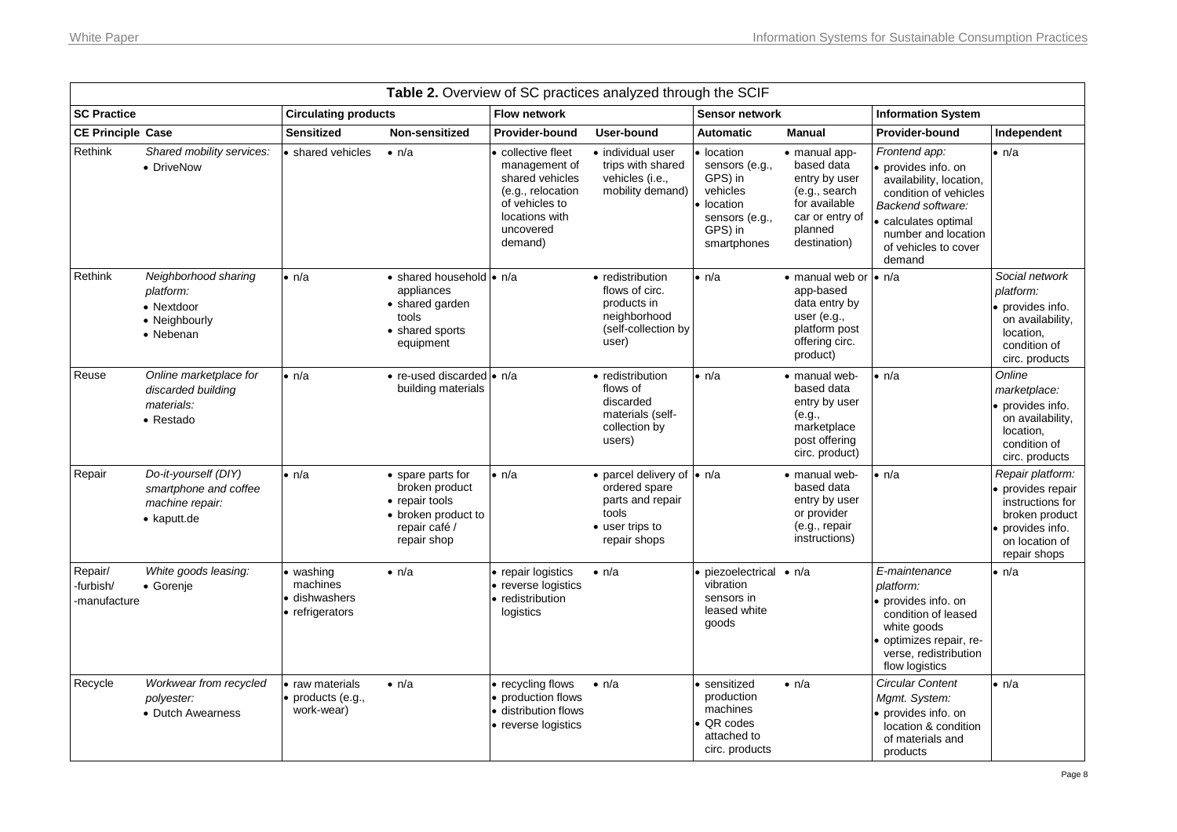**Table 2.** Overview of SC practices analyzed through the SCIF

| SC Practice | | Circulating products | | Flow network | | Sensor network | | Information System | |
|---|---|---|---|---|---|---|---|---|---|
| **CE Principle** | **Case** | **Sensitized** | **Non-sensitized** | **Provider-bound** | **User-bound** | **Automatic** | **Manual** | **Provider-bound** | **Independent** |
| Rethink | *Shared mobility services:* • DriveNow | • shared vehicles | • n/a | • collective fleet management of shared vehicles (e.g., relocation of vehicles to locations with uncovered demand) | • individual user trips with shared vehicles (i.e., mobility demand) | • location sensors (e.g., GPS) in vehicles • location sensors (e.g., GPS) in smartphones | • manual app-based data entry by user (e.g., search for available car or entry of planned destination) | *Frontend app:* • provides info. on availability, location, condition of vehicles *Backend software:* • calculates optimal number and location of vehicles to cover demand | • n/a |
| Rethink | *Neighborhood sharing platform:* • Nextdoor • Neighbourly • Nebenan | • n/a | • shared household appliances • shared garden tools • shared sports equipment | • n/a | • redistribution flows of circ. products in neighborhood (self-collection by user) | • n/a | • manual web or app-based data entry by user (e.g., platform post offering circ. product) | • n/a | *Social network platform:* • provides info. on availability, location, condition of circ. products |
| Reuse | *Online marketplace for discarded building materials:* • Restado | • n/a | • re-used discarded building materials | • n/a | • redistribution flows of discarded materials (self-collection by users) | • n/a | • manual web-based data entry by user (e.g., marketplace post offering circ. product) | • n/a | *Online marketplace:* • provides info. on availability, location, condition of circ. products |
| Repair | *Do-it-yourself (DIY) smartphone and coffee machine repair:* • kaputt.de | • n/a | • spare parts for broken product • repair tools • broken product to repair café / repair shop | • n/a | • parcel delivery of ordered spare parts and repair tools • user trips to repair shops | • n/a | • manual web-based data entry by user or provider (e.g., repair instructions) | • n/a | *Repair platform:* • provides repair instructions for broken product • provides info. on location of repair shops |
| Repair/ -furbish/ -manufacture | *White goods leasing:* • Gorenje | • washing machines • dishwashers • refrigerators | • n/a | • repair logistics • reverse logistics • redistribution logistics | • n/a | • piezoelectrical vibration sensors in leased white goods | • n/a | *E-maintenance platform:* • provides info. on condition of leased white goods • optimizes repair, reverse, redistribution flow logistics | • n/a |
| Recycle | *Workwear from recycled polyester:* • Dutch Awearness | • raw materials • products (e.g., work-wear) | • n/a | • recycling flows • production flows • distribution flows • reverse logistics | • n/a | • sensitized production machines • QR codes attached to circ. products | • n/a | *Circular Content Mgmt. System:* • provides info. on location & condition of materials and products | • n/a |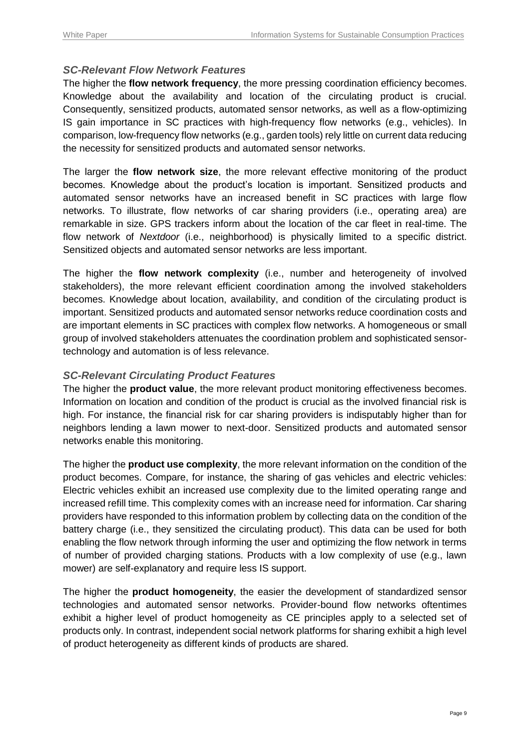### *SC-Relevant Flow Network Features*

The higher the **flow network frequency**, the more pressing coordination efficiency becomes. Knowledge about the availability and location of the circulating product is crucial. Consequently, sensitized products, automated sensor networks, as well as a flow-optimizing IS gain importance in SC practices with high-frequency flow networks (e.g., vehicles). In comparison, low-frequency flow networks (e.g., garden tools) rely little on current data reducing the necessity for sensitized products and automated sensor networks.

The larger the **flow network size**, the more relevant effective monitoring of the product becomes. Knowledge about the product's location is important. Sensitized products and automated sensor networks have an increased benefit in SC practices with large flow networks. To illustrate, flow networks of car sharing providers (i.e., operating area) are remarkable in size. GPS trackers inform about the location of the car fleet in real-time. The flow network of *Nextdoor* (i.e., neighborhood) is physically limited to a specific district. Sensitized objects and automated sensor networks are less important.

The higher the **flow network complexity** (i.e., number and heterogeneity of involved stakeholders), the more relevant efficient coordination among the involved stakeholders becomes. Knowledge about location, availability, and condition of the circulating product is important. Sensitized products and automated sensor networks reduce coordination costs and are important elements in SC practices with complex flow networks. A homogeneous or small group of involved stakeholders attenuates the coordination problem and sophisticated sensor-technology and automation is of less relevance.

### *SC-Relevant Circulating Product Features*

The higher the **product value**, the more relevant product monitoring effectiveness becomes. Information on location and condition of the product is crucial as the involved financial risk is high. For instance, the financial risk for car sharing providers is indisputably higher than for neighbors lending a lawn mower to next-door. Sensitized products and automated sensor networks enable this monitoring.

The higher the **product use complexity**, the more relevant information on the condition of the product becomes. Compare, for instance, the sharing of gas vehicles and electric vehicles: Electric vehicles exhibit an increased use complexity due to the limited operating range and increased refill time. This complexity comes with an increase need for information. Car sharing providers have responded to this information problem by collecting data on the condition of the battery charge (i.e., they sensitized the circulating product). This data can be used for both enabling the flow network through informing the user and optimizing the flow network in terms of number of provided charging stations. Products with a low complexity of use (e.g., lawn mower) are self-explanatory and require less IS support.

The higher the **product homogeneity**, the easier the development of standardized sensor technologies and automated sensor networks. Provider-bound flow networks oftentimes exhibit a higher level of product homogeneity as CE principles apply to a selected set of products only. In contrast, independent social network platforms for sharing exhibit a high level of product heterogeneity as different kinds of products are shared.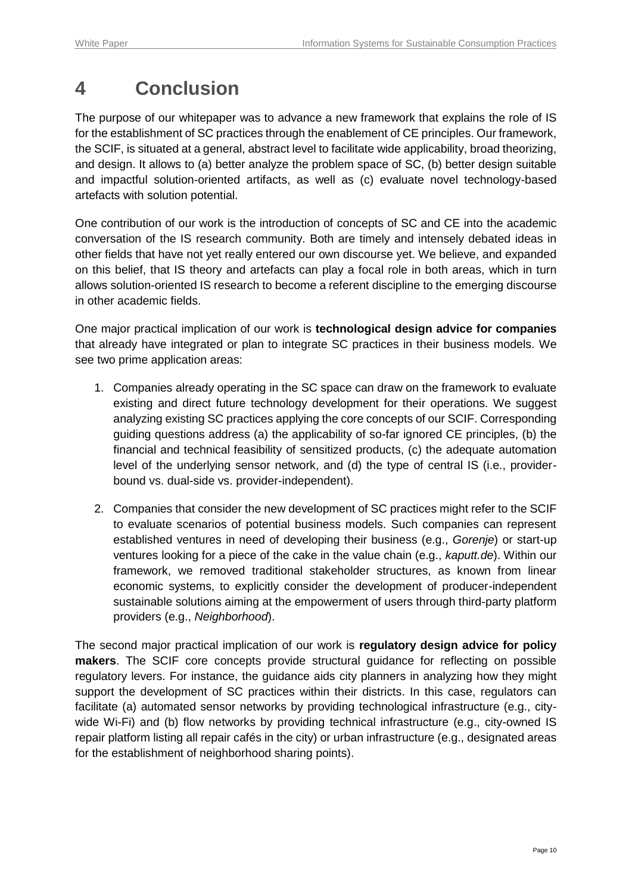# 4 Conclusion

The purpose of our whitepaper was to advance a new framework that explains the role of IS for the establishment of SC practices through the enablement of CE principles. Our framework, the SCIF, is situated at a general, abstract level to facilitate wide applicability, broad theorizing, and design. It allows to (a) better analyze the problem space of SC, (b) better design suitable and impactful solution-oriented artifacts, as well as (c) evaluate novel technology-based artefacts with solution potential.

One contribution of our work is the introduction of concepts of SC and CE into the academic conversation of the IS research community. Both are timely and intensely debated ideas in other fields that have not yet really entered our own discourse yet. We believe, and expanded on this belief, that IS theory and artefacts can play a focal role in both areas, which in turn allows solution-oriented IS research to become a referent discipline to the emerging discourse in other academic fields.

One major practical implication of our work is **technological design advice for companies** that already have integrated or plan to integrate SC practices in their business models. We see two prime application areas:

1. Companies already operating in the SC space can draw on the framework to evaluate existing and direct future technology development for their operations. We suggest analyzing existing SC practices applying the core concepts of our SCIF. Corresponding guiding questions address (a) the applicability of so-far ignored CE principles, (b) the financial and technical feasibility of sensitized products, (c) the adequate automation level of the underlying sensor network, and (d) the type of central IS (i.e., provider-bound vs. dual-side vs. provider-independent).

2. Companies that consider the new development of SC practices might refer to the SCIF to evaluate scenarios of potential business models. Such companies can represent established ventures in need of developing their business (e.g., *Gorenje*) or start-up ventures looking for a piece of the cake in the value chain (e.g., *kaputt.de*). Within our framework, we removed traditional stakeholder structures, as known from linear economic systems, to explicitly consider the development of producer-independent sustainable solutions aiming at the empowerment of users through third-party platform providers (e.g., *Neighborhood*).

The second major practical implication of our work is **regulatory design advice for policy makers**. The SCIF core concepts provide structural guidance for reflecting on possible regulatory levers. For instance, the guidance aids city planners in analyzing how they might support the development of SC practices within their districts. In this case, regulators can facilitate (a) automated sensor networks by providing technological infrastructure (e.g., city-wide Wi-Fi) and (b) flow networks by providing technical infrastructure (e.g., city-owned IS repair platform listing all repair cafés in the city) or urban infrastructure (e.g., designated areas for the establishment of neighborhood sharing points).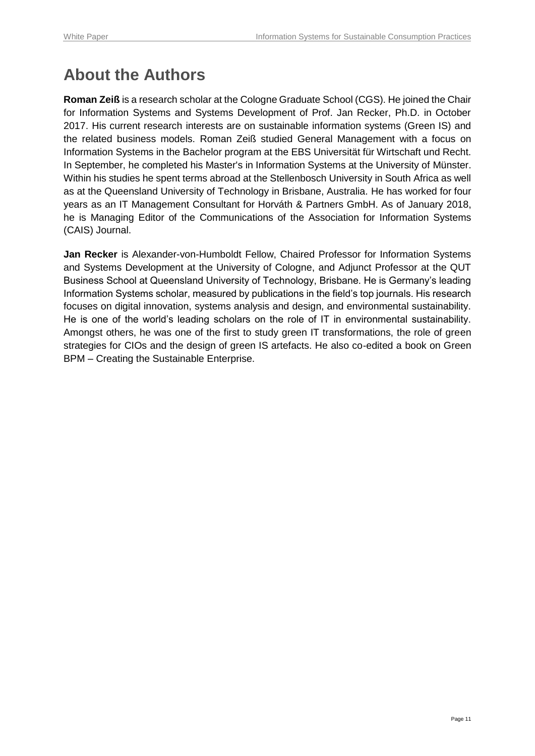# About the Authors

**Roman Zeiß** is a research scholar at the Cologne Graduate School (CGS). He joined the Chair for Information Systems and Systems Development of Prof. Jan Recker, Ph.D. in October 2017. His current research interests are on sustainable information systems (Green IS) and the related business models. Roman Zeiß studied General Management with a focus on Information Systems in the Bachelor program at the EBS Universität für Wirtschaft und Recht. In September, he completed his Master's in Information Systems at the University of Münster. Within his studies he spent terms abroad at the Stellenbosch University in South Africa as well as at the Queensland University of Technology in Brisbane, Australia. He has worked for four years as an IT Management Consultant for Horváth & Partners GmbH. As of January 2018, he is Managing Editor of the Communications of the Association for Information Systems (CAIS) Journal.

**Jan Recker** is Alexander-von-Humboldt Fellow, Chaired Professor for Information Systems and Systems Development at the University of Cologne, and Adjunct Professor at the QUT Business School at Queensland University of Technology, Brisbane. He is Germany's leading Information Systems scholar, measured by publications in the field's top journals. His research focuses on digital innovation, systems analysis and design, and environmental sustainability. He is one of the world's leading scholars on the role of IT in environmental sustainability. Amongst others, he was one of the first to study green IT transformations, the role of green strategies for CIOs and the design of green IS artefacts. He also co-edited a book on Green BPM – Creating the Sustainable Enterprise.